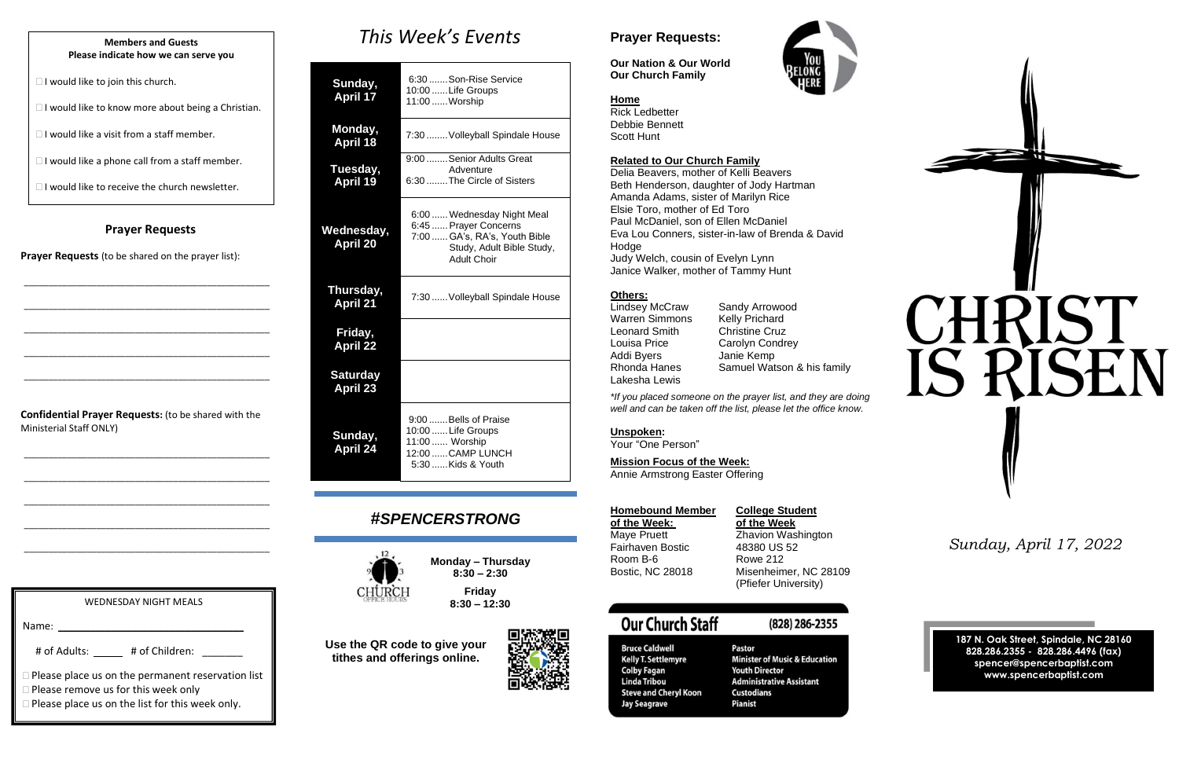**Members and Guests**
**Please indicate how we can serve you**

- ☐ I would like to join this church.
- ☐ I would like to know more about being a Christian.
- ☐ I would like a visit from a staff member.
- ☐ I would like a phone call from a staff member.
- ☐ I would like to receive the church newsletter.

## Prayer Requests

**Prayer Requests** (to be shared on the prayer list):

_______________________________________________

_______________________________________________

_______________________________________________

_______________________________________________

_______________________________________________

**Confidential Prayer Requests:** (to be shared with the Ministerial Staff ONLY)

_______________________________________________

_______________________________________________

_______________________________________________

_______________________________________________

_______________________________________________

WEDNESDAY NIGHT MEALS

Name: ______________________________

# of Adults: _____ # of Children: _______

- ☐ Please place us on the permanent reservation list
- ☐ Please remove us for this week only
- ☐ Please place us on the list for this week only.

# *This Week's Events*

| Day | Events |
|---|---|
| **Sunday, April 17** | 6:30 ....... Son-Rise Service<br>10:00 ...... Life Groups<br>11:00 ...... Worship |
| **Monday, April 18** | 7:30 ........ Volleyball Spindale House |
| **Tuesday, April 19** | 9:00 ........ Senior Adults Great Adventure<br>6:30 ........ The Circle of Sisters |
| **Wednesday, April 20** | 6:00 ...... Wednesday Night Meal<br>6:45 ...... Prayer Concerns<br>7:00 ...... GA's, RA's, Youth Bible Study, Adult Bible Study, Adult Choir |
| **Thursday, April 21** | 7:30 ...... Volleyball Spindale House |
| **Friday, April 22** | |
| **Saturday April 23** | |
| **Sunday, April 24** | 9:00 ....... Bells of Praise<br>10:00 ...... Life Groups<br>11:00 ...... Worship<br>12:00 ...... CAMP LUNCH<br>5:30 ...... Kids & Youth |

## *#SPENCERSTRONG*

CHURCH OFFICE HOURS

**Monday – Thursday**
**8:30 – 2:30**

**Friday**
**8:30 – 12:30**

**Use the QR code to give your tithes and offerings online.**

## Prayer Requests:

**Our Nation & Our World**
**Our Church Family**

You Belong Here

**Home**
Rick Ledbetter
Debbie Bennett
Scott Hunt

**Related to Our Church Family**
Delia Beavers, mother of Kelli Beavers
Beth Henderson, daughter of Jody Hartman
Amanda Adams, sister of Marilyn Rice
Elsie Toro, mother of Ed Toro
Paul McDaniel, son of Ellen McDaniel
Eva Lou Conners, sister-in-law of Brenda & David Hodge
Judy Welch, cousin of Evelyn Lynn
Janice Walker, mother of Tammy Hunt

**Others:**

| | |
|---|---|
| Lindsey McCraw | Sandy Arrowood |
| Warren Simmons | Kelly Prichard |
| Leonard Smith | Christine Cruz |
| Louisa Price | Carolyn Condrey |
| Addi Byers | Janie Kemp |
| Rhonda Hanes | Samuel Watson & his family |
| Lakesha Lewis | |

*\*If you placed someone on the prayer list, and they are doing well and can be taken off the list, please let the office know.*

**Unspoken:**
Your "One Person"

**Mission Focus of the Week:**
Annie Armstrong Easter Offering

**Homebound Member of the Week:**
Maye Pruett
Fairhaven Bostic
Room B-6
Bostic, NC 28018

**College Student of the Week**
Zhavion Washington
48380 US 52
Rowe 212
Misenheimer, NC 28109
(Pfiefer University)

## Our Church Staff (828) 286-2355

| | |
|---|---|
| Bruce Caldwell | Pastor |
| Kelly T. Settlemyre | Minister of Music & Education |
| Colby Fagan | Youth Director |
| Linda Tribou | Administrative Assistant |
| Steve and Cheryl Koon | Custodians |
| Jay Seagrave | Pianist |

# CHRIST IS RISEN

*Sunday, April 17, 2022*

**187 N. Oak Street, Spindale, NC 28160**
**828.286.2355 - 828.286.4496 (fax)**
**spencer@spencerbaptist.com**
**www.spencerbaptist.com**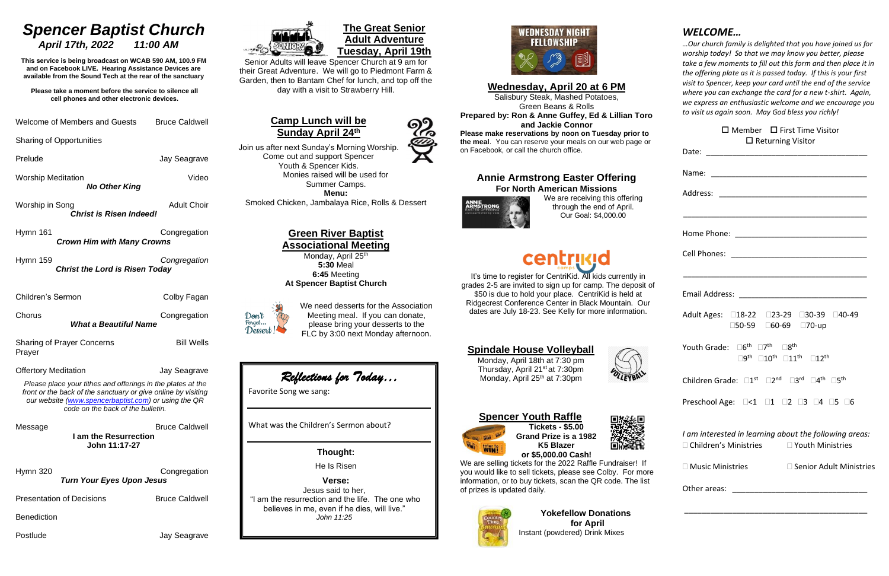# Spencer Baptist Church

***April 17th, 2022 11:00 AM***

**This service is being broadcast on WCAB 590 AM, 100.9 FM and on Facebook LIVE. Hearing Assistance Devices are available from the Sound Tech at the rear of the sanctuary**

**Please take a moment before the service to silence all cell phones and other electronic devices.**

Welcome of Members and Guests — Bruce Caldwell

Sharing of Opportunities

Prelude — Jay Seagrave

Worship Meditation — Video
***No Other King***

Worship in Song — Adult Choir
***Christ is Risen Indeed!***

Hymn 161 — Congregation
***Crown Him with Many Crowns***

Hymn 159 — *Congregation*
***Christ the Lord is Risen Today***

Children's Sermon — Colby Fagan

Chorus — Congregation
***What a Beautiful Name***

Sharing of Prayer Concerns — Bill Wells
Prayer

Offertory Meditation — Jay Seagrave

*Please place your tithes and offerings in the plates at the front or the back of the sanctuary or give online by visiting our website (www.spencerbaptist.com) or using the QR code on the back of the bulletin.*

Message — Bruce Caldwell
**I am the Resurrection**
**John 11:17-27**

Hymn 320 — Congregation
***Turn Your Eyes Upon Jesus***

Presentation of Decisions — Bruce Caldwell

Benediction

Postlude — Jay Seagrave

## The Great Senior Adult Adventure Tuesday, April 19th

Senior Adults will leave Spencer Church at 9 am for their Great Adventure. We will go to Piedmont Farm & Garden, then to Bantam Chef for lunch, and top off the day with a visit to Strawberry Hill.

## Camp Lunch will be Sunday April 24th

Join us after next Sunday's Morning Worship. Come out and support Spencer Youth & Spencer Kids. Monies raised will be used for Summer Camps.

**Menu:**
Smoked Chicken, Jambalaya Rice, Rolls & Dessert

## Green River Baptist Associational Meeting

Monday, April 25th
**5:30** Meal
**6:45** Meeting
**At Spencer Baptist Church**

Don't Forget... Dessert!

We need desserts for the Association Meeting meal. If you can donate, please bring your desserts to the FLC by 3:00 next Monday afternoon.

## *Reflections for Today…*

Favorite Song we sang:

________________________

What was the Children's Sermon about?

________________________

**Thought:**
He Is Risen

**Verse:**
Jesus said to her,
"I am the resurrection and the life. The one who believes in me, even if he dies, will live."
*John 11:25*

WEDNESDAY NIGHT FELLOWSHIP

## Wednesday, April 20 at 6 PM

Salisbury Steak, Mashed Potatoes, Green Beans & Rolls

**Prepared by: Ron & Anne Guffey, Ed & Lillian Toro and Jackie Connor**

**Please make reservations by noon on Tuesday prior to the meal**. You can reserve your meals on our web page or on Facebook, or call the church office.

## Annie Armstrong Easter Offering

**For North American Missions**

We are receiving this offering through the end of April.
Our Goal: $4,000.00

centrikid camps

It's time to register for CentriKid. All kids currently in grades 2-5 are invited to sign up for camp. The deposit of $50 is due to hold your place. CentriKid is held at Ridgecrest Conference Center in Black Mountain. Our dates are July 18-23. See Kelly for more information.

## Spindale House Volleyball

Monday, April 18th at 7:30 pm
Thursday, April 21st at 7:30pm
Monday, April 25th at 7:30pm

## Spencer Youth Raffle

**Tickets - $5.00**
**Grand Prize is a 1982 K5 Blazer or $5,000.00 Cash!**

We are selling tickets for the 2022 Raffle Fundraiser! If you would like to sell tickets, please see Colby. For more information, or to buy tickets, scan the QR code. The list of prizes is updated daily.

**Yokefellow Donations for April**
Instant (powdered) Drink Mixes

## *WELCOME…*

*…Our church family is delighted that you have joined us for worship today! So that we may know you better, please take a few moments to fill out this form and then place it in the offering plate as it is passed today. If this is your first visit to Spencer, keep your card until the end of the service where you can exchange the card for a new t-shirt. Again, we express an enthusiastic welcome and we encourage you to visit us again soon. May God bless you richly!*

☐ Member ☐ First Time Visitor ☐ Returning Visitor

Date: ________________________

Name: ________________________

Address: ________________________

________________________

Home Phone: ________________________

Cell Phones: ________________________

________________________

Email Address: ________________________

Adult Ages: ☐18-22 ☐23-29 ☐30-39 ☐40-49 ☐50-59 ☐60-69 ☐70-up

Youth Grade: ☐6th ☐7th ☐8th ☐9th ☐10th ☐11th ☐12th

Children Grade: ☐1st ☐2nd ☐3rd ☐4th ☐5th

Preschool Age: ☐<1 ☐1 ☐2 ☐3 ☐4 ☐5 ☐6

*I am interested in learning about the following areas:*

☐ Children's Ministries ☐ Youth Ministries

☐ Music Ministries ☐ Senior Adult Ministries

Other areas: ________________________

________________________